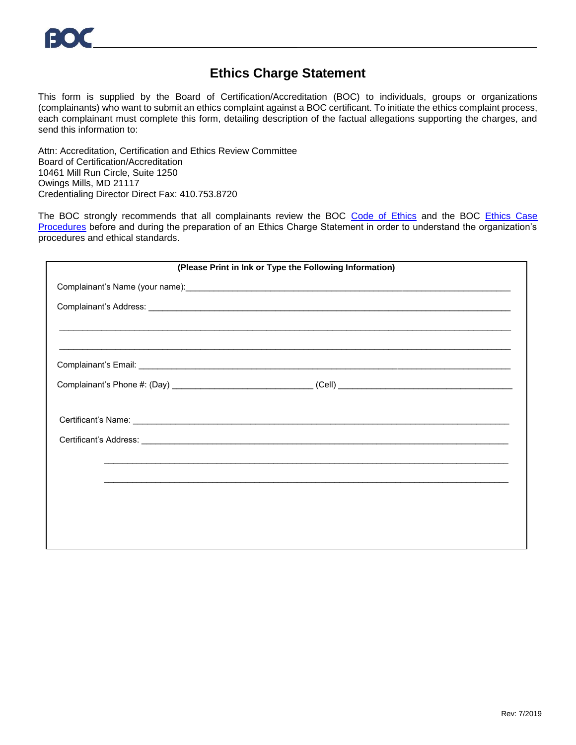BOC

# Ethics Charge Statement

This form is supplied by the Board of Certification/Accreditation (BOC) to individuals, groups or organizations (complainants) who want to submit an ethics complaint against a BOC certificant. To initiate the ethics complaint process, each complainant must complete this form, detailing description of the factual allegations supporting the charges, and send this information to:

Attn: Accreditation, Certification and Ethics Review Committee
Board of Certification/Accreditation
10461 Mill Run Circle, Suite 1250
Owings Mills, MD 21117
Credentialing Director Direct Fax: 410.753.8720

The BOC strongly recommends that all complainants review the BOC Code of Ethics and the BOC Ethics Case Procedures before and during the preparation of an Ethics Charge Statement in order to understand the organization's procedures and ethical standards.

**(Please Print in Ink or Type the Following Information)**

Complainant's Name (your name):______________________________________________

Complainant's Address: ______________________________________________

______________________________________________

______________________________________________

Complainant's Email: ______________________________________________

Complainant's Phone #: (Day) ______________________ (Cell) ______________________

Certificant's Name: ______________________________________________

Certificant's Address: ______________________________________________

______________________________________________

______________________________________________

Rev: 7/2019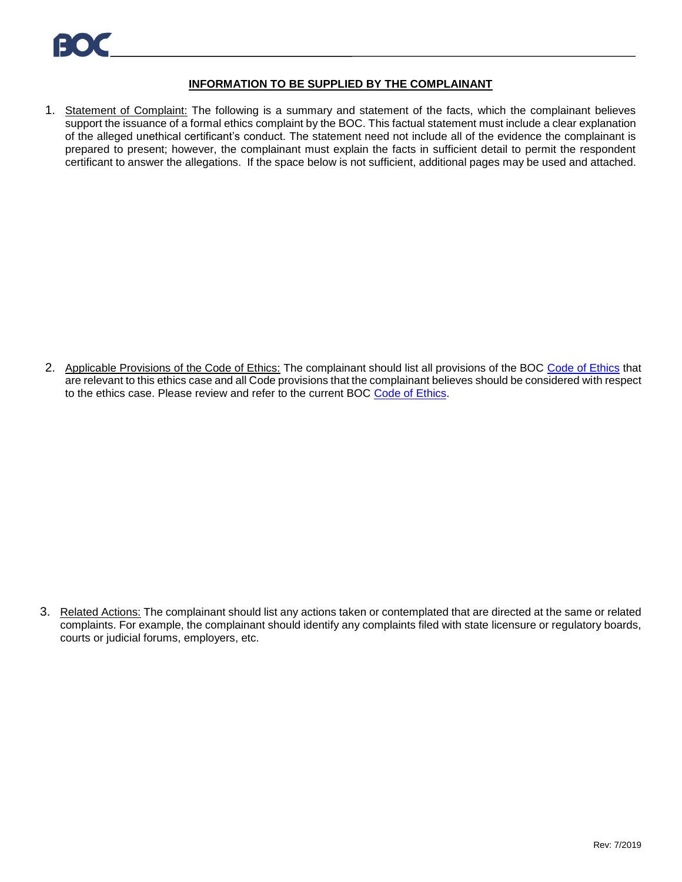## INFORMATION TO BE SUPPLIED BY THE COMPLAINANT

1. Statement of Complaint: The following is a summary and statement of the facts, which the complainant believes support the issuance of a formal ethics complaint by the BOC. This factual statement must include a clear explanation of the alleged unethical certificant's conduct. The statement need not include all of the evidence the complainant is prepared to present; however, the complainant must explain the facts in sufficient detail to permit the respondent certificant to answer the allegations. If the space below is not sufficient, additional pages may be used and attached.

2. Applicable Provisions of the Code of Ethics: The complainant should list all provisions of the BOC Code of Ethics that are relevant to this ethics case and all Code provisions that the complainant believes should be considered with respect to the ethics case. Please review and refer to the current BOC Code of Ethics.

3. Related Actions: The complainant should list any actions taken or contemplated that are directed at the same or related complaints. For example, the complainant should identify any complaints filed with state licensure or regulatory boards, courts or judicial forums, employers, etc.

Rev: 7/2019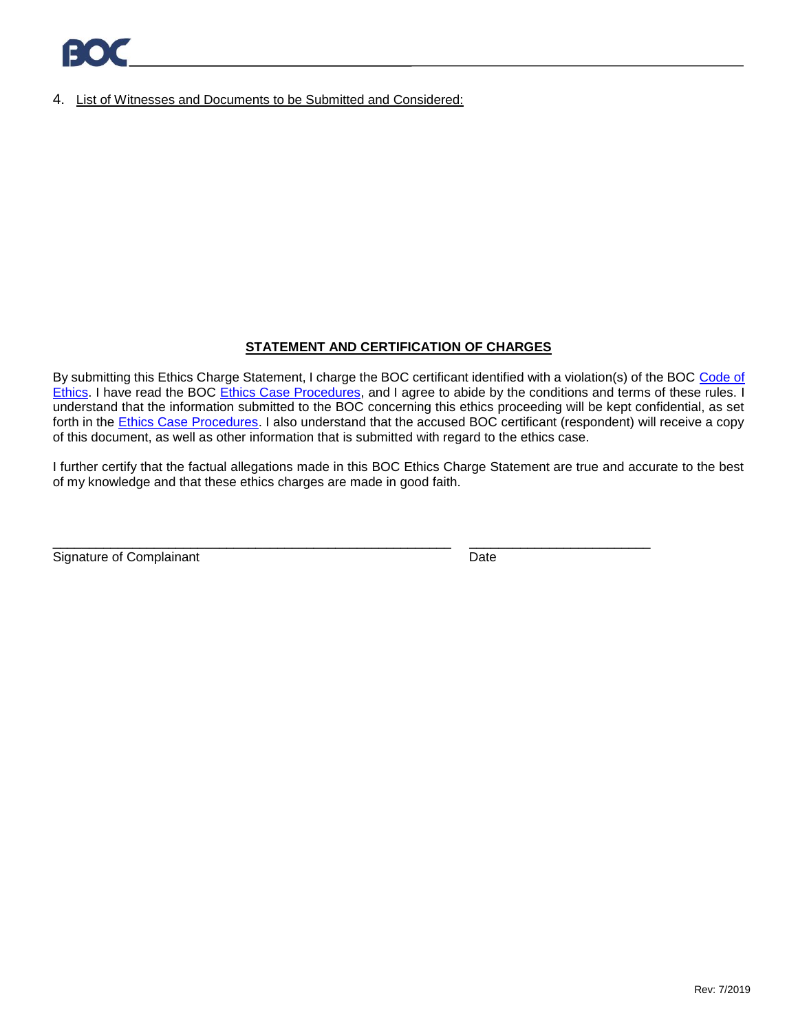4. List of Witnesses and Documents to be Submitted and Considered:

**STATEMENT AND CERTIFICATION OF CHARGES**

By submitting this Ethics Charge Statement, I charge the BOC certificant identified with a violation(s) of the BOC Code of Ethics. I have read the BOC Ethics Case Procedures, and I agree to abide by the conditions and terms of these rules. I understand that the information submitted to the BOC concerning this ethics proceeding will be kept confidential, as set forth in the Ethics Case Procedures. I also understand that the accused BOC certificant (respondent) will receive a copy of this document, as well as other information that is submitted with regard to the ethics case.

I further certify that the factual allegations made in this BOC Ethics Charge Statement are true and accurate to the best of my knowledge and that these ethics charges are made in good faith.

_______________________________________________________ ________________________

Signature of Complainant Date

Rev: 7/2019